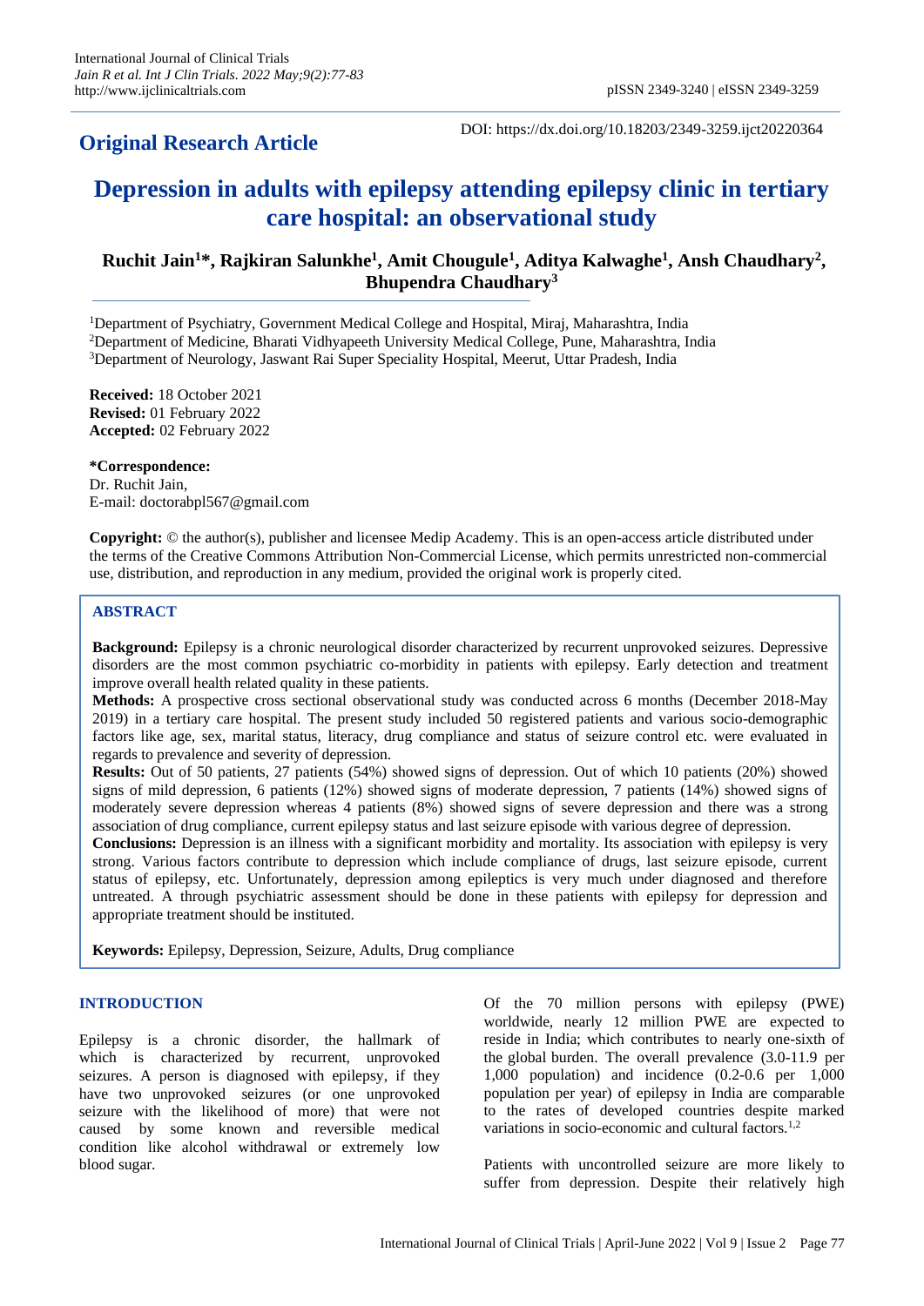**Original Research Article**

DOI: https://dx.doi.org/10.18203/2349-3259.ijct20220364

# Depression in adults with epilepsy attending epilepsy clinic in tertiary care hospital: an observational study

**Ruchit Jain[1]\*, Rajkiran Salunkhe[1], Amit Chougule[1], Aditya Kalwaghe[1], Ansh Chaudhary[2], Bhupendra Chaudhary[3]**

[1]Department of Psychiatry, Government Medical College and Hospital, Miraj, Maharashtra, India
[2]Department of Medicine, Bharati Vidhyapeeth University Medical College, Pune, Maharashtra, India
[3]Department of Neurology, Jaswant Rai Super Speciality Hospital, Meerut, Uttar Pradesh, India

**Received:** 18 October 2021
**Revised:** 01 February 2022
**Accepted:** 02 February 2022

**\*Correspondence:**
Dr. Ruchit Jain,
E-mail: doctorabpl567@gmail.com

**Copyright:** © the author(s), publisher and licensee Medip Academy. This is an open-access article distributed under the terms of the Creative Commons Attribution Non-Commercial License, which permits unrestricted non-commercial use, distribution, and reproduction in any medium, provided the original work is properly cited.

## ABSTRACT

**Background:** Epilepsy is a chronic neurological disorder characterized by recurrent unprovoked seizures. Depressive disorders are the most common psychiatric co-morbidity in patients with epilepsy. Early detection and treatment improve overall health related quality in these patients.

**Methods:** A prospective cross sectional observational study was conducted across 6 months (December 2018-May 2019) in a tertiary care hospital. The present study included 50 registered patients and various socio-demographic factors like age, sex, marital status, literacy, drug compliance and status of seizure control etc. were evaluated in regards to prevalence and severity of depression.

**Results:** Out of 50 patients, 27 patients (54%) showed signs of depression. Out of which 10 patients (20%) showed signs of mild depression, 6 patients (12%) showed signs of moderate depression, 7 patients (14%) showed signs of moderately severe depression whereas 4 patients (8%) showed signs of severe depression and there was a strong association of drug compliance, current epilepsy status and last seizure episode with various degree of depression.

**Conclusions:** Depression is an illness with a significant morbidity and mortality. Its association with epilepsy is very strong. Various factors contribute to depression which include compliance of drugs, last seizure episode, current status of epilepsy, etc. Unfortunately, depression among epileptics is very much under diagnosed and therefore untreated. A through psychiatric assessment should be done in these patients with epilepsy for depression and appropriate treatment should be instituted.

**Keywords:** Epilepsy, Depression, Seizure, Adults, Drug compliance

## INTRODUCTION

Epilepsy is a chronic disorder, the hallmark of which is characterized by recurrent, unprovoked seizures. A person is diagnosed with epilepsy, if they have two unprovoked seizures (or one unprovoked seizure with the likelihood of more) that were not caused by some known and reversible medical condition like alcohol withdrawal or extremely low blood sugar.

Of the 70 million persons with epilepsy (PWE) worldwide, nearly 12 million PWE are expected to reside in India; which contributes to nearly one-sixth of the global burden. The overall prevalence (3.0-11.9 per 1,000 population) and incidence (0.2-0.6 per 1,000 population per year) of epilepsy in India are comparable to the rates of developed countries despite marked variations in socio-economic and cultural factors.[1,2]

Patients with uncontrolled seizure are more likely to suffer from depression. Despite their relatively high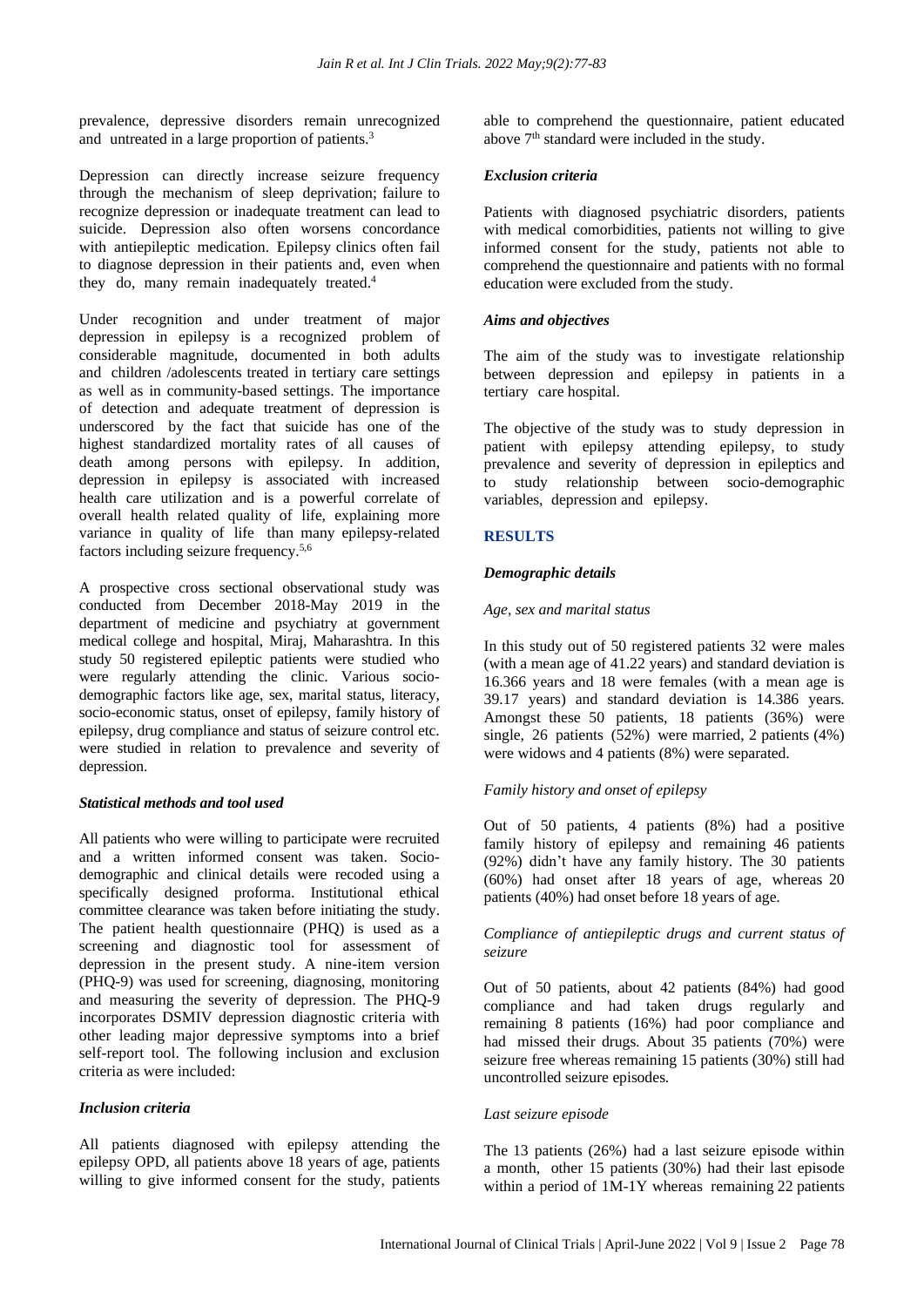prevalence, depressive disorders remain unrecognized and untreated in a large proportion of patients.[3]

Depression can directly increase seizure frequency through the mechanism of sleep deprivation; failure to recognize depression or inadequate treatment can lead to suicide. Depression also often worsens concordance with antiepileptic medication. Epilepsy clinics often fail to diagnose depression in their patients and, even when they do, many remain inadequately treated.[4]

Under recognition and under treatment of major depression in epilepsy is a recognized problem of considerable magnitude, documented in both adults and children /adolescents treated in tertiary care settings as well as in community-based settings. The importance of detection and adequate treatment of depression is underscored by the fact that suicide has one of the highest standardized mortality rates of all causes of death among persons with epilepsy. In addition, depression in epilepsy is associated with increased health care utilization and is a powerful correlate of overall health related quality of life, explaining more variance in quality of life than many epilepsy-related factors including seizure frequency.[5,6]

A prospective cross sectional observational study was conducted from December 2018-May 2019 in the department of medicine and psychiatry at government medical college and hospital, Miraj, Maharashtra. In this study 50 registered epileptic patients were studied who were regularly attending the clinic. Various socio-demographic factors like age, sex, marital status, literacy, socio-economic status, onset of epilepsy, family history of epilepsy, drug compliance and status of seizure control etc. were studied in relation to prevalence and severity of depression.

### *Statistical methods and tool used*

All patients who were willing to participate were recruited and a written informed consent was taken. Socio-demographic and clinical details were recoded using a specifically designed proforma. Institutional ethical committee clearance was taken before initiating the study. The patient health questionnaire (PHQ) is used as a screening and diagnostic tool for assessment of depression in the present study. A nine-item version (PHQ-9) was used for screening, diagnosing, monitoring and measuring the severity of depression. The PHQ-9 incorporates DSMIV depression diagnostic criteria with other leading major depressive symptoms into a brief self-report tool. The following inclusion and exclusion criteria as were included:

### *Inclusion criteria*

All patients diagnosed with epilepsy attending the epilepsy OPD, all patients above 18 years of age, patients willing to give informed consent for the study, patients able to comprehend the questionnaire, patient educated above 7th standard were included in the study.

### *Exclusion criteria*

Patients with diagnosed psychiatric disorders, patients with medical comorbidities, patients not willing to give informed consent for the study, patients not able to comprehend the questionnaire and patients with no formal education were excluded from the study.

### *Aims and objectives*

The aim of the study was to investigate relationship between depression and epilepsy in patients in a tertiary care hospital.

The objective of the study was to study depression in patient with epilepsy attending epilepsy, to study prevalence and severity of depression in epileptics and to study relationship between socio-demographic variables, depression and epilepsy.

## RESULTS

### *Demographic details*

#### *Age, sex and marital status*

In this study out of 50 registered patients 32 were males (with a mean age of 41.22 years) and standard deviation is 16.366 years and 18 were females (with a mean age is 39.17 years) and standard deviation is 14.386 years. Amongst these 50 patients, 18 patients (36%) were single, 26 patients (52%) were married, 2 patients (4%) were widows and 4 patients (8%) were separated.

#### *Family history and onset of epilepsy*

Out of 50 patients, 4 patients (8%) had a positive family history of epilepsy and remaining 46 patients (92%) didn't have any family history. The 30 patients (60%) had onset after 18 years of age, whereas 20 patients (40%) had onset before 18 years of age.

#### *Compliance of antiepileptic drugs and current status of seizure*

Out of 50 patients, about 42 patients (84%) had good compliance and had taken drugs regularly and remaining 8 patients (16%) had poor compliance and had missed their drugs. About 35 patients (70%) were seizure free whereas remaining 15 patients (30%) still had uncontrolled seizure episodes.

#### *Last seizure episode*

The 13 patients (26%) had a last seizure episode within a month, other 15 patients (30%) had their last episode within a period of 1M-1Y whereas remaining 22 patients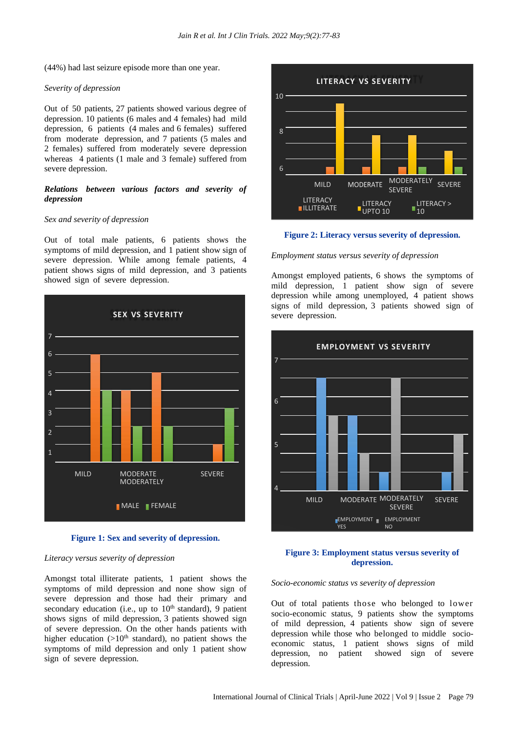(44%) had last seizure episode more than one year.

*Severity of depression*

Out of 50 patients, 27 patients showed various degree of depression. 10 patients (6 males and 4 females) had mild depression, 6 patients (4 males and 6 females) suffered from moderate depression, and 7 patients (5 males and 2 females) suffered from moderately severe depression whereas 4 patients (1 male and 3 female) suffered from severe depression.

***Relations between various factors and severity of depression***

*Sex and severity of depression*

Out of total male patients, 6 patients shows the symptoms of mild depression, and 1 patient show sign of severe depression. While among female patients, 4 patient shows signs of mild depression, and 3 patients showed sign of severe depression.

**Figure 1: Sex and severity of depression.**

*Literacy versus severity of depression*

Amongst total illiterate patients, 1 patient shows the symptoms of mild depression and none show sign of severe depression and those had their primary and secondary education (i.e., up to 10th standard), 9 patient shows signs of mild depression, 3 patients showed sign of severe depression. On the other hands patients with higher education (>10th standard), no patient shows the symptoms of mild depression and only 1 patient show sign of severe depression.

**Figure 2: Literacy versus severity of depression.**

*Employment status versus severity of depression*

Amongst employed patients, 6 shows the symptoms of mild depression, 1 patient show sign of severe depression while among unemployed, 4 patient shows signs of mild depression, 3 patients showed sign of severe depression.

**Figure 3: Employment status versus severity of depression.**

*Socio-economic status vs severity of depression*

Out of total patients those who belonged to lower socio-economic status, 9 patients show the symptoms of mild depression, 4 patients show sign of severe depression while those who belonged to middle socio-economic status, 1 patient shows signs of mild depression, no patient showed sign of severe depression.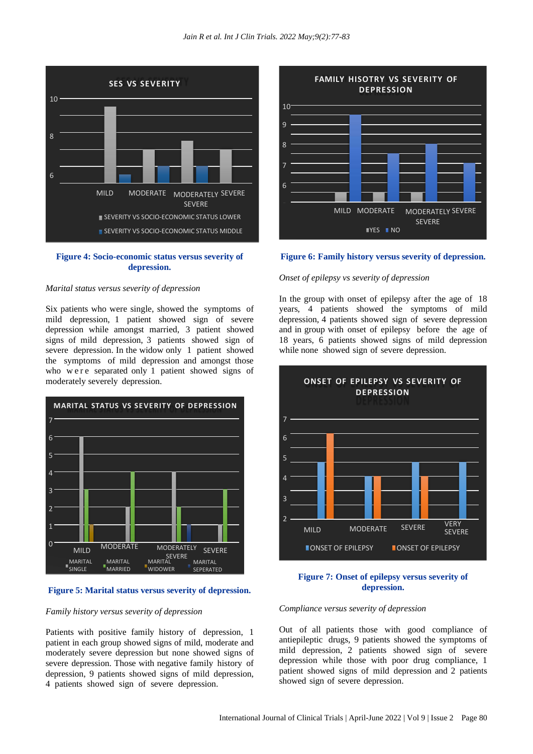**Figure 4: Socio-economic status versus severity of depression.**

*Marital status versus severity of depression*

Six patients who were single, showed the symptoms of mild depression, 1 patient showed sign of severe depression while amongst married, 3 patient showed signs of mild depression, 3 patients showed sign of severe depression. In the widow only 1 patient showed the symptoms of mild depression and amongst those who were separated only 1 patient showed signs of moderately severely depression.

**Figure 5: Marital status versus severity of depression.**

*Family history versus severity of depression*

Patients with positive family history of depression, 1 patient in each group showed signs of mild, moderate and moderately severe depression but none showed signs of severe depression. Those with negative family history of depression, 9 patients showed signs of mild depression, 4 patients showed sign of severe depression.

**Figure 6: Family history versus severity of depression.**

*Onset of epilepsy vs severity of depression*

In the group with onset of epilepsy after the age of 18 years, 4 patients showed the symptoms of mild depression, 4 patients showed sign of severe depression and in group with onset of epilepsy before the age of 18 years, 6 patients showed signs of mild depression while none showed sign of severe depression.

**Figure 7: Onset of epilepsy versus severity of depression.**

*Compliance versus severity of depression*

Out of all patients those with good compliance of antiepileptic drugs, 9 patients showed the symptoms of mild depression, 2 patients showed sign of severe depression while those with poor drug compliance, 1 patient showed signs of mild depression and 2 patients showed sign of severe depression.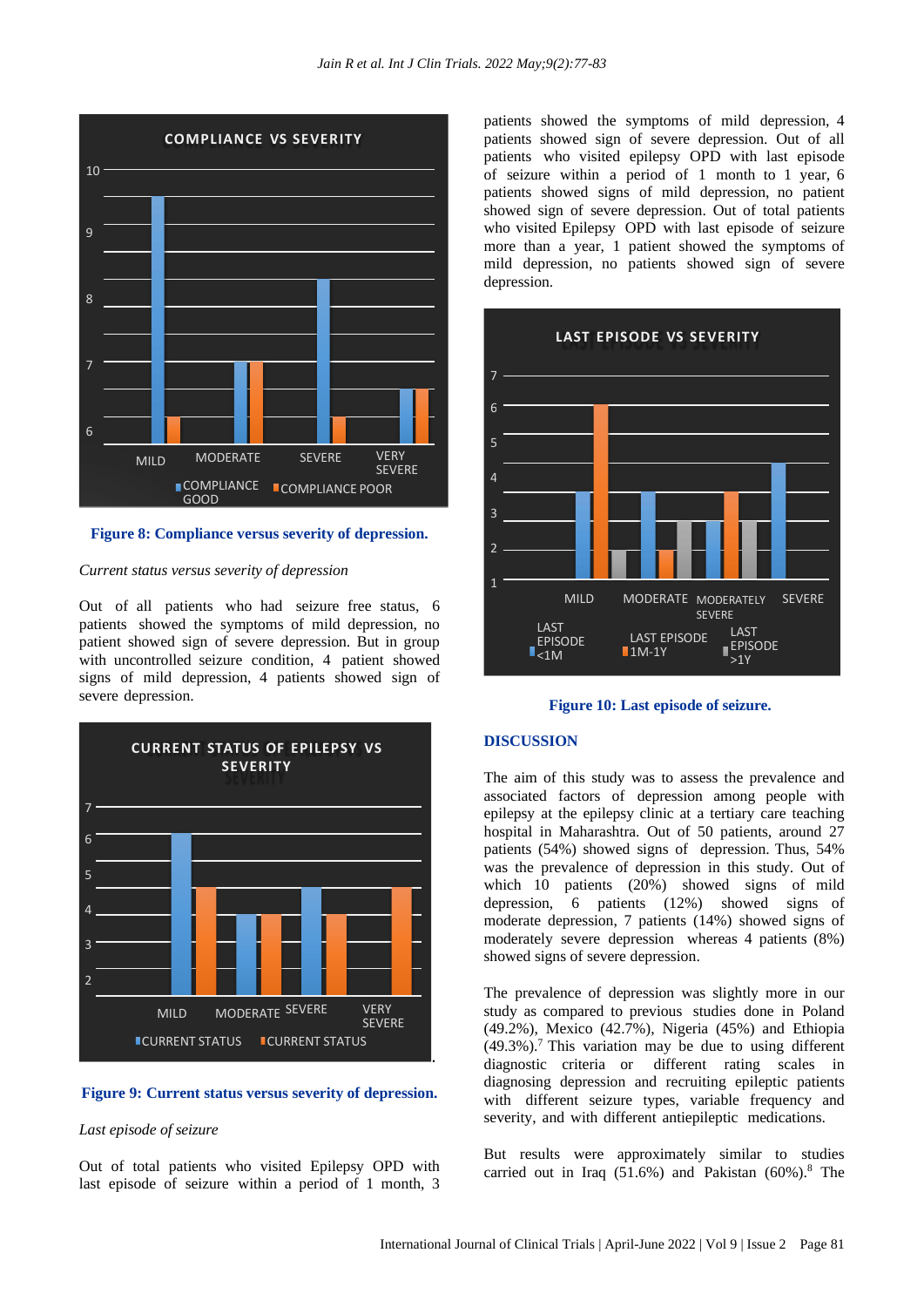Figure 8: Compliance versus severity of depression.

*Current status versus severity of depression*

Out of all patients who had seizure free status, 6 patients showed the symptoms of mild depression, no patient showed sign of severe depression. But in group with uncontrolled seizure condition, 4 patient showed signs of mild depression, 4 patients showed sign of severe depression.

Figure 9: Current status versus severity of depression.

*Last episode of seizure*

Out of total patients who visited Epilepsy OPD with last episode of seizure within a period of 1 month, 3 patients showed the symptoms of mild depression, 4 patients showed sign of severe depression. Out of all patients who visited epilepsy OPD with last episode of seizure within a period of 1 month to 1 year, 6 patients showed signs of mild depression, no patient showed sign of severe depression. Out of total patients who visited Epilepsy OPD with last episode of seizure more than a year, 1 patient showed the symptoms of mild depression, no patients showed sign of severe depression.

Figure 10: Last episode of seizure.

## DISCUSSION

The aim of this study was to assess the prevalence and associated factors of depression among people with epilepsy at the epilepsy clinic at a tertiary care teaching hospital in Maharashtra. Out of 50 patients, around 27 patients (54%) showed signs of depression. Thus, 54% was the prevalence of depression in this study. Out of which 10 patients (20%) showed signs of mild depression, 6 patients (12%) showed signs of moderate depression, 7 patients (14%) showed signs of moderately severe depression whereas 4 patients (8%) showed signs of severe depression.

The prevalence of depression was slightly more in our study as compared to previous studies done in Poland (49.2%), Mexico (42.7%), Nigeria (45%) and Ethiopia (49.3%).[7] This variation may be due to using different diagnostic criteria or different rating scales in diagnosing depression and recruiting epileptic patients with different seizure types, variable frequency and severity, and with different antiepileptic medications.

But results were approximately similar to studies carried out in Iraq (51.6%) and Pakistan (60%).[8] The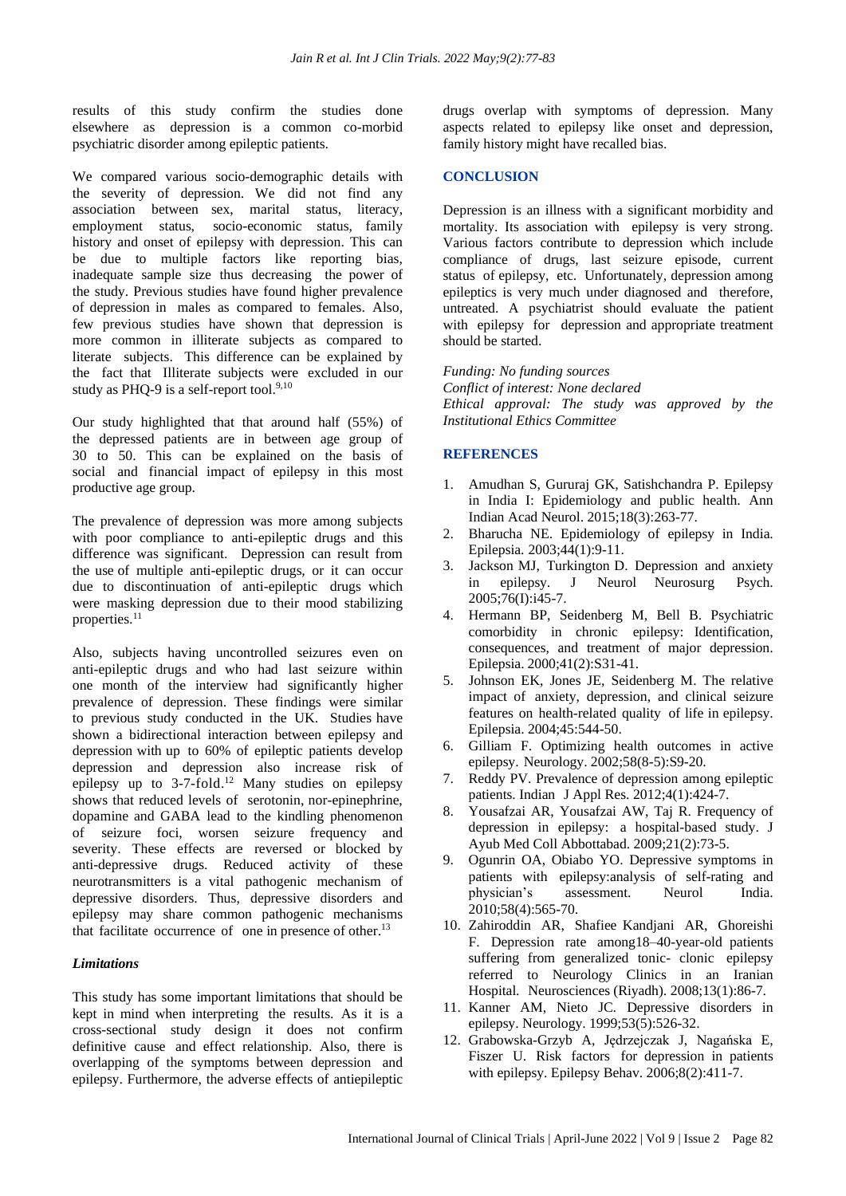results of this study confirm the studies done elsewhere as depression is a common co-morbid psychiatric disorder among epileptic patients.

We compared various socio-demographic details with the severity of depression. We did not find any association between sex, marital status, literacy, employment status, socio-economic status, family history and onset of epilepsy with depression. This can be due to multiple factors like reporting bias, inadequate sample size thus decreasing the power of the study. Previous studies have found higher prevalence of depression in males as compared to females. Also, few previous studies have shown that depression is more common in illiterate subjects as compared to literate subjects. This difference can be explained by the fact that Illiterate subjects were excluded in our study as PHQ-9 is a self-report tool.[9,10]

Our study highlighted that that around half (55%) of the depressed patients are in between age group of 30 to 50. This can be explained on the basis of social and financial impact of epilepsy in this most productive age group.

The prevalence of depression was more among subjects with poor compliance to anti-epileptic drugs and this difference was significant. Depression can result from the use of multiple anti-epileptic drugs, or it can occur due to discontinuation of anti-epileptic drugs which were masking depression due to their mood stabilizing properties.[11]

Also, subjects having uncontrolled seizures even on anti-epileptic drugs and who had last seizure within one month of the interview had significantly higher prevalence of depression. These findings were similar to previous study conducted in the UK. Studies have shown a bidirectional interaction between epilepsy and depression with up to 60% of epileptic patients develop depression and depression also increase risk of epilepsy up to 3-7-fold.[12] Many studies on epilepsy shows that reduced levels of serotonin, nor-epinephrine, dopamine and GABA lead to the kindling phenomenon of seizure foci, worsen seizure frequency and severity. These effects are reversed or blocked by anti-depressive drugs. Reduced activity of these neurotransmitters is a vital pathogenic mechanism of depressive disorders. Thus, depressive disorders and epilepsy may share common pathogenic mechanisms that facilitate occurrence of one in presence of other.[13]

### *Limitations*

This study has some important limitations that should be kept in mind when interpreting the results. As it is a cross-sectional study design it does not confirm definitive cause and effect relationship. Also, there is overlapping of the symptoms between depression and epilepsy. Furthermore, the adverse effects of antiepileptic drugs overlap with symptoms of depression. Many aspects related to epilepsy like onset and depression, family history might have recalled bias.

## CONCLUSION

Depression is an illness with a significant morbidity and mortality. Its association with epilepsy is very strong. Various factors contribute to depression which include compliance of drugs, last seizure episode, current status of epilepsy, etc. Unfortunately, depression among epileptics is very much under diagnosed and therefore, untreated. A psychiatrist should evaluate the patient with epilepsy for depression and appropriate treatment should be started.

*Funding: No funding sources*
*Conflict of interest: None declared*
*Ethical approval: The study was approved by the Institutional Ethics Committee*

## REFERENCES

1. Amudhan S, Gururaj GK, Satishchandra P. Epilepsy in India I: Epidemiology and public health. Ann Indian Acad Neurol. 2015;18(3):263-77.
2. Bharucha NE. Epidemiology of epilepsy in India. Epilepsia. 2003;44(1):9-11.
3. Jackson MJ, Turkington D. Depression and anxiety in epilepsy. J Neurol Neurosurg Psych. 2005;76(I):i45-7.
4. Hermann BP, Seidenberg M, Bell B. Psychiatric comorbidity in chronic epilepsy: Identification, consequences, and treatment of major depression. Epilepsia. 2000;41(2):S31-41.
5. Johnson EK, Jones JE, Seidenberg M. The relative impact of anxiety, depression, and clinical seizure features on health-related quality of life in epilepsy. Epilepsia. 2004;45:544-50.
6. Gilliam F. Optimizing health outcomes in active epilepsy. Neurology. 2002;58(8-5):S9-20.
7. Reddy PV. Prevalence of depression among epileptic patients. Indian J Appl Res. 2012;4(1):424-7.
8. Yousafzai AR, Yousafzai AW, Taj R. Frequency of depression in epilepsy: a hospital-based study. J Ayub Med Coll Abbottabad. 2009;21(2):73-5.
9. Ogunrin OA, Obiabo YO. Depressive symptoms in patients with epilepsy:analysis of self-rating and physician's assessment. Neurol India. 2010;58(4):565-70.
10. Zahiroddin AR, Shafiee Kandjani AR, Ghoreishi F. Depression rate among18–40-year-old patients suffering from generalized tonic- clonic epilepsy referred to Neurology Clinics in an Iranian Hospital. Neurosciences (Riyadh). 2008;13(1):86-7.
11. Kanner AM, Nieto JC. Depressive disorders in epilepsy. Neurology. 1999;53(5):526-32.
12. Grabowska-Grzyb A, Jędrzejczak J, Nagańska E, Fiszer U. Risk factors for depression in patients with epilepsy. Epilepsy Behav. 2006;8(2):411-7.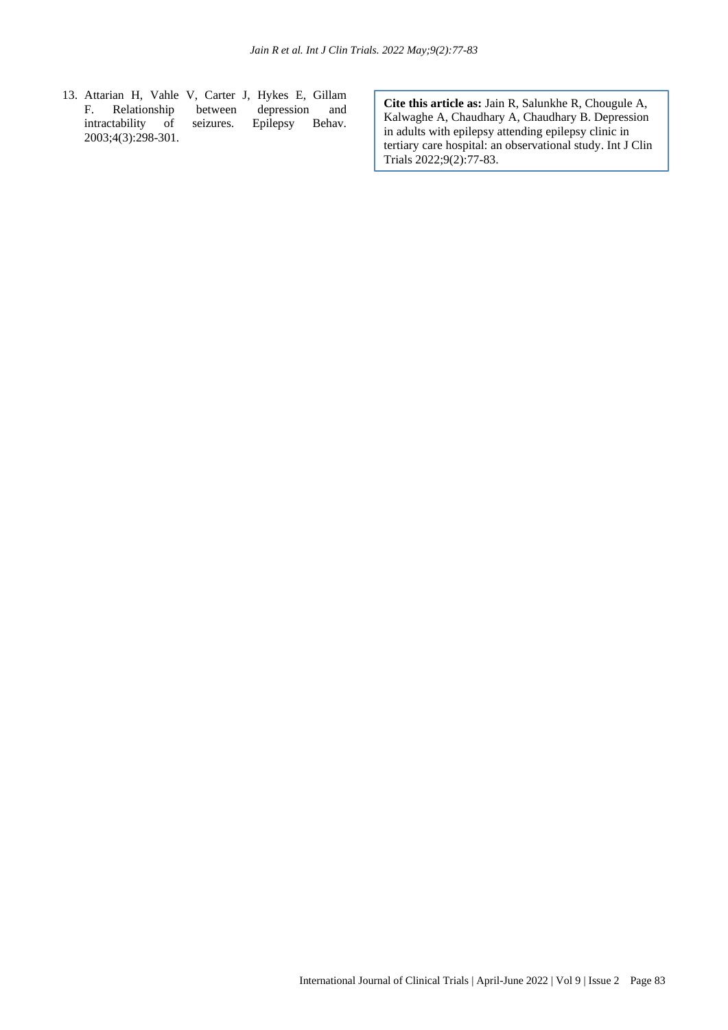13. Attarian H, Vahle V, Carter J, Hykes E, Gillam F. Relationship between depression and intractability of seizures. Epilepsy Behav. 2003;4(3):298-301.

**Cite this article as:** Jain R, Salunkhe R, Chougule A, Kalwaghe A, Chaudhary A, Chaudhary B. Depression in adults with epilepsy attending epilepsy clinic in tertiary care hospital: an observational study. Int J Clin Trials 2022;9(2):77-83.